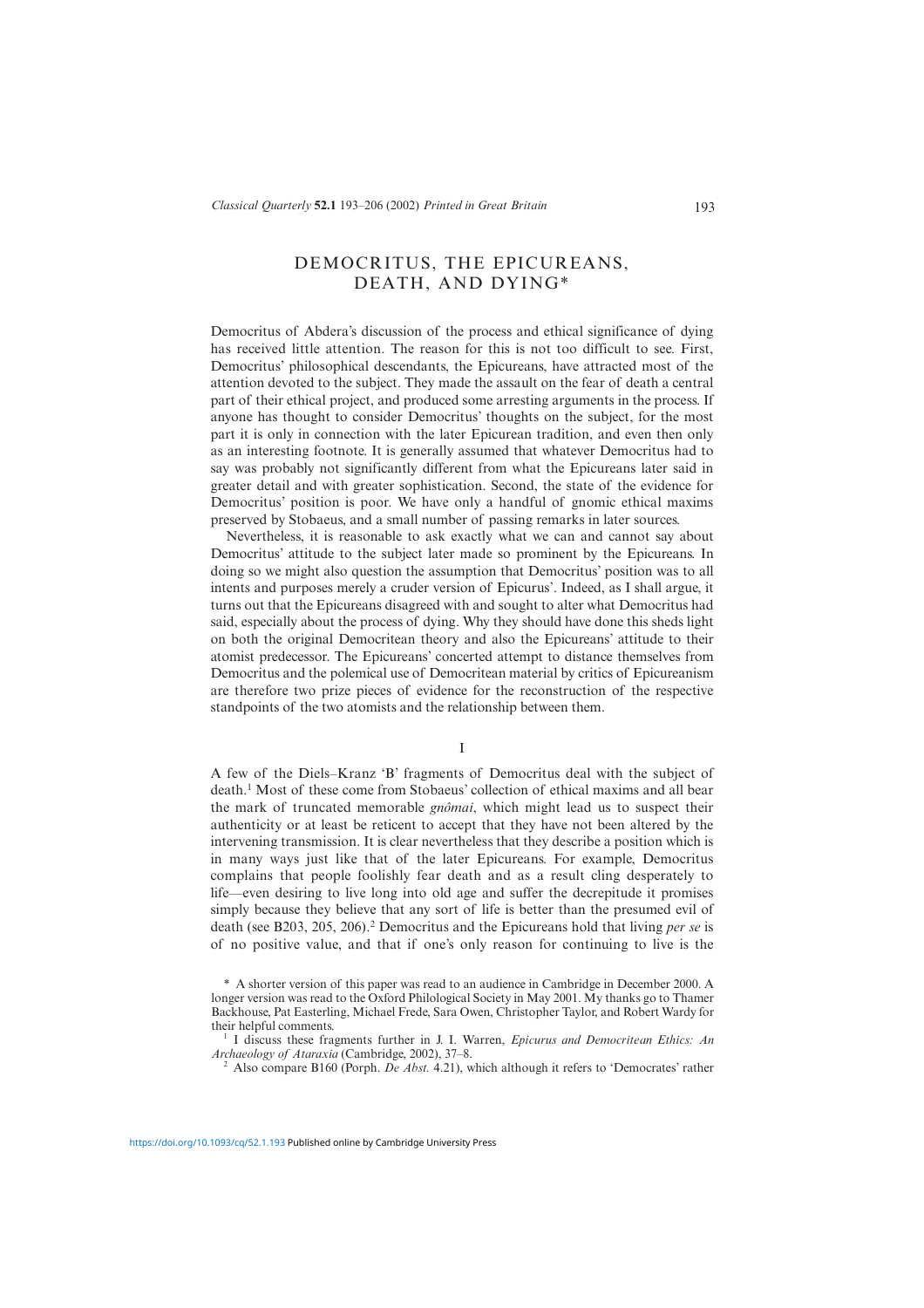# DEMOCRITUS, THE EPICUREANS, DEATH, AND DYING*

Democritus of Abdera's discussion of the process and ethical significance of dying has received little attention. The reason for this is not too difficult to see. First, Democritus' philosophical descendants, the Epicureans, have attracted most of the attention devoted to the subject. They made the assault on the fear of death a central part of their ethical project, and produced some arresting arguments in the process. If anyone has thought to consider Democritus' thoughts on the subject, for the most part it is only in connection with the later Epicurean tradition, and even then only as an interesting footnote. It is generally assumed that whatever Democritus had to say was probably not significantly different from what the Epicureans later said in greater detail and with greater sophistication. Second, the state of the evidence for Democritus' position is poor. We have only a handful of gnomic ethical maxims preserved by Stobaeus, and a small number of passing remarks in later sources.

Nevertheless, it is reasonable to ask exactly what we can and cannot say about Democritus' attitude to the subject later made so prominent by the Epicureans. In doing so we might also question the assumption that Democritus' position was to all intents and purposes merely a cruder version of Epicurus'. Indeed, as I shall argue, it turns out that the Epicureans disagreed with and sought to alter what Democritus had said, especially about the process of dying. Why they should have done this sheds light on both the original Democritean theory and also the Epicureans' attitude to their atomist predecessor. The Epicureans' concerted attempt to distance themselves from Democritus and the polemical use of Democritean material by critics of Epicureanism are therefore two prize pieces of evidence for the reconstruction of the respective standpoints of the two atomists and the relationship between them.

## I

A few of the Diels–Kranz 'B' fragments of Democritus deal with the subject of death.[1] Most of these come from Stobaeus' collection of ethical maxims and all bear the mark of truncated memorable *gnômai*, which might lead us to suspect their authenticity or at least be reticent to accept that they have not been altered by the intervening transmission. It is clear nevertheless that they describe a position which is in many ways just like that of the later Epicureans. For example, Democritus complains that people foolishly fear death and as a result cling desperately to life—even desiring to live long into old age and suffer the decrepitude it promises simply because they believe that any sort of life is better than the presumed evil of death (see B203, 205, 206).[2] Democritus and the Epicureans hold that living *per se* is of no positive value, and that if one's only reason for continuing to live is the

\* A shorter version of this paper was read to an audience in Cambridge in December 2000. A longer version was read to the Oxford Philological Society in May 2001. My thanks go to Thamer Backhouse, Pat Easterling, Michael Frede, Sara Owen, Christopher Taylor, and Robert Wardy for their helpful comments.

[1] I discuss these fragments further in J. I. Warren, *Epicurus and Democritean Ethics: An Archaeology of Ataraxia* (Cambridge, 2002), 37–8.

[2] Also compare B160 (Porph. *De Abst.* 4.21), which although it refers to 'Democrates' rather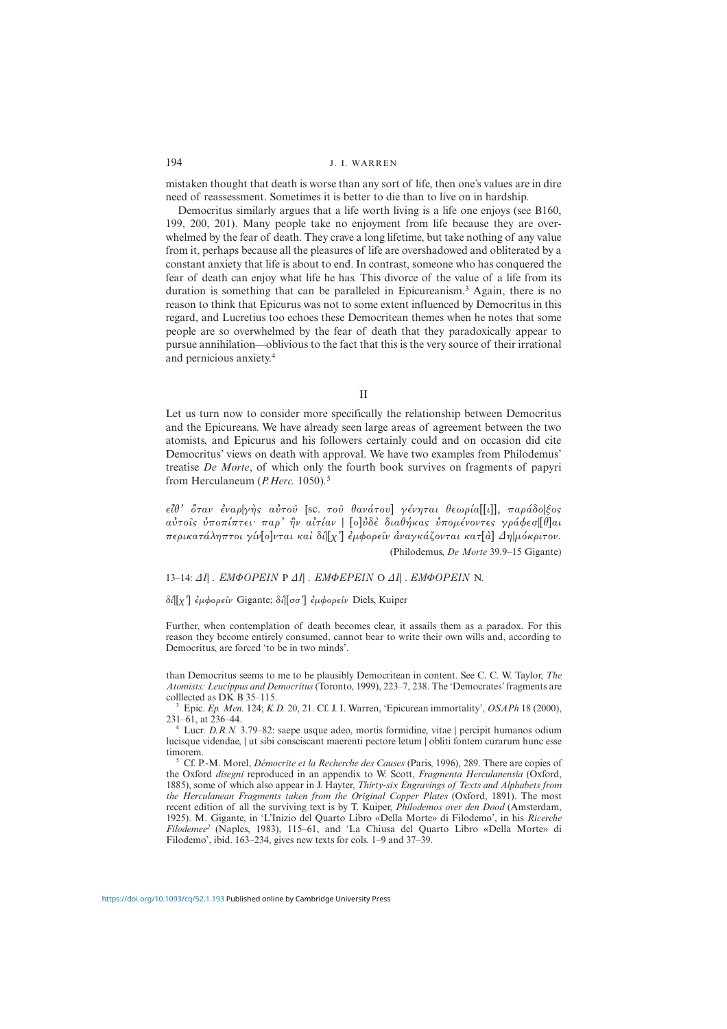mistaken thought that death is worse than any sort of life, then one's values are in dire need of reassessment. Sometimes it is better to die than to live on in hardship.

Democritus similarly argues that a life worth living is a life one enjoys (see B160, 199, 200, 201). Many people take no enjoyment from life because they are overwhelmed by the fear of death. They crave a long lifetime, but take nothing of any value from it, perhaps because all the pleasures of life are overshadowed and obliterated by a constant anxiety that life is about to end. In contrast, someone who has conquered the fear of death can enjoy what life he has. This divorce of the value of a life from its duration is something that can be paralleled in Epicureanism.[3] Again, there is no reason to think that Epicurus was not to some extent influenced by Democritus in this regard, and Lucretius too echoes these Democritean themes when he notes that some people are so overwhelmed by the fear of death that they paradoxically appear to pursue annihilation—oblivious to the fact that this is the very source of their irrational and pernicious anxiety.[4]

## II

Let us turn now to consider more specifically the relationship between Democritus and the Epicureans. We have already seen large areas of agreement between the two atomists, and Epicurus and his followers certainly could and on occasion did cite Democritus' views on death with approval. We have two examples from Philodemus' treatise *De Morte*, of which only the fourth book survives on fragments of papyri from Herculaneum (*P.Herc.* 1050).[5]

*εἶθ' ὅταν ἐναρ|γὴς αὐτοῦ* [sc. *τοῦ θανάτου*] *γένηται θεωρία*[[ι]], *παράδο|ξος αὐτοῖς ὑποπίπτει· παρ' ἣν αἰτίαν |* [*ο*]*ὐδὲ διαθήκας ὑπομένοντες γράφεσ*|[*θ*]*αι περικατάληπτοι γίν*[*ο*]*νται καὶ δί*|[*χ'*] *ἐμφορεῖν ἀναγκάζονται κατ*[*ὰ*] *Δη|μόκριτον.*

(Philodemus, *De Morte* 39.9–15 Gigante)

13–14: *ΔΙ*| . *ΕΜΦΟΡΕΙΝ* P *ΔΙ*| . *ΕΜΦΕΡΕΙΝ* O *ΔΙ*| . *ΕΜΦΟΡΕΙΝ* N.

*δί*|[*χ'*] *ἐμφορεῖν* Gigante; *δί*|[*σσ'*] *ἐμφορεῖν* Diels, Kuiper

Further, when contemplation of death becomes clear, it assails them as a paradox. For this reason they become entirely consumed, cannot bear to write their own wills and, according to Democritus, are forced 'to be in two minds'.

than Democritus seems to me to be plausibly Democritean in content. See C. C. W. Taylor, *The Atomists: Leucippus and Democritus* (Toronto, 1999), 223–7, 238. The 'Democrates' fragments are colllected as DK B 35–115.

[3] Epic. *Ep. Men.* 124; *K.D.* 20, 21. Cf. J. I. Warren, 'Epicurean immortality', *OSAPh* 18 (2000), 231–61, at 236–44.

[4] Lucr. *D.R.N.* 3.79–82: saepe usque adeo, mortis formidine, vitae | percipit humanos odium lucisque videndae, | ut sibi consciscant maerenti pectore letum | obliti fontem curarum hunc esse timorem.

[5] Cf. P.-M. Morel, *Démocrite et la Recherche des Causes* (Paris, 1996), 289. There are copies of the Oxford *disegni* reproduced in an appendix to W. Scott, *Fragmenta Herculanensia* (Oxford, 1885), some of which also appear in J. Hayter, *Thirty-six Engravings of Texts and Alphabets from the Herculanean Fragments taken from the Original Copper Plates* (Oxford, 1891). The most recent edition of all the surviving text is by T. Kuiper, *Philodemos over den Dood* (Amsterdam, 1925). M. Gigante, in 'L'Inizio del Quarto Libro «Della Morte» di Filodemo', in his *Ricerche Filodemee*[2] (Naples, 1983), 115–61, and 'La Chiusa del Quarto Libro «Della Morte» di Filodemo', ibid. 163–234, gives new texts for cols. 1–9 and 37–39.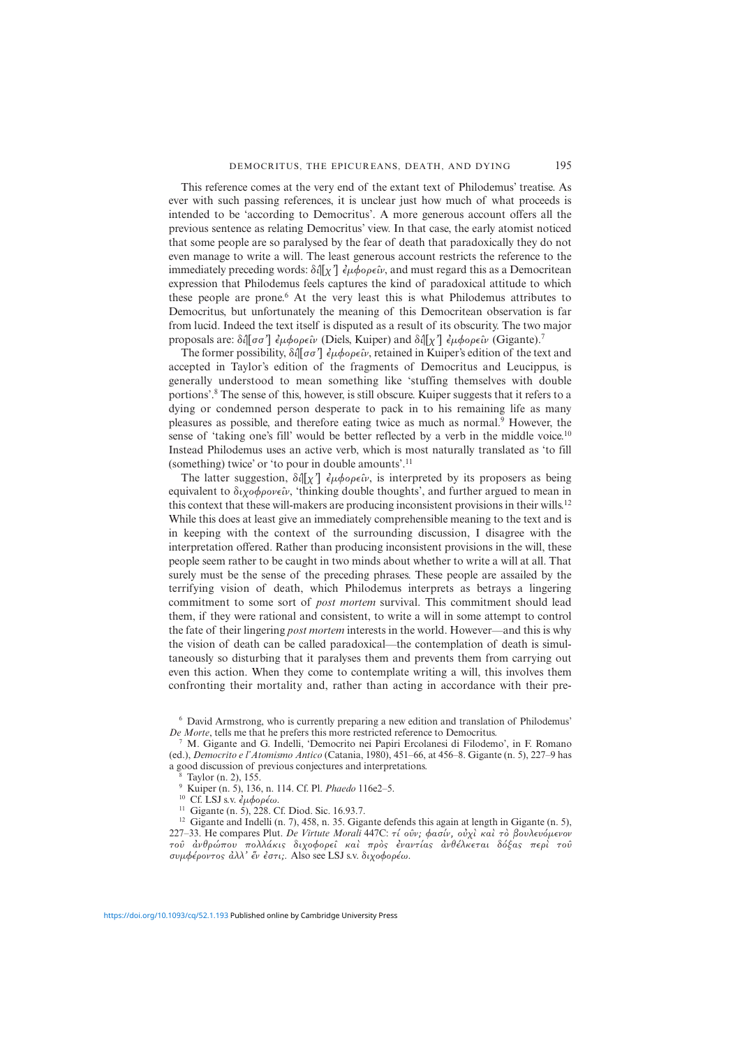This reference comes at the very end of the extant text of Philodemus' treatise. As ever with such passing references, it is unclear just how much of what proceeds is intended to be 'according to Democritus'. A more generous account offers all the previous sentence as relating Democritus' view. In that case, the early atomist noticed that some people are so paralysed by the fear of death that paradoxically they do not even manage to write a will. The least generous account restricts the reference to the immediately preceding words: δι[χ'] ἐμφορεῖν, and must regard this as a Democritean expression that Philodemus feels captures the kind of paradoxical attitude to which these people are prone.[6] At the very least this is what Philodemus attributes to Democritus, but unfortunately the meaning of this Democritean observation is far from lucid. Indeed the text itself is disputed as a result of its obscurity. The two major proposals are: δι[σσ'] ἐμφορεῖν (Diels, Kuiper) and δι[χ'] ἐμφορεῖν (Gigante).[7]

The former possibility, δι[σσ'] ἐμφορεῖν, retained in Kuiper's edition of the text and accepted in Taylor's edition of the fragments of Democritus and Leucippus, is generally understood to mean something like 'stuffing themselves with double portions'.[8] The sense of this, however, is still obscure. Kuiper suggests that it refers to a dying or condemned person desperate to pack in to his remaining life as many pleasures as possible, and therefore eating twice as much as normal.[9] However, the sense of 'taking one's fill' would be better reflected by a verb in the middle voice.[10] Instead Philodemus uses an active verb, which is most naturally translated as 'to fill (something) twice' or 'to pour in double amounts'.[11]

The latter suggestion, δι[χ'] ἐμφορεῖν, is interpreted by its proposers as being equivalent to διχοφρονεῖν, 'thinking double thoughts', and further argued to mean in this context that these will-makers are producing inconsistent provisions in their wills.[12] While this does at least give an immediately comprehensible meaning to the text and is in keeping with the context of the surrounding discussion, I disagree with the interpretation offered. Rather than producing inconsistent provisions in the will, these people seem rather to be caught in two minds about whether to write a will at all. That surely must be the sense of the preceding phrases. These people are assailed by the terrifying vision of death, which Philodemus interprets as betrays a lingering commitment to some sort of *post mortem* survival. This commitment should lead them, if they were rational and consistent, to write a will in some attempt to control the fate of their lingering *post mortem* interests in the world. However—and this is why the vision of death can be called paradoxical—the contemplation of death is simultaneously so disturbing that it paralyses them and prevents them from carrying out even this action. When they come to contemplate writing a will, this involves them confronting their mortality and, rather than acting in accordance with their pre-

[6] David Armstrong, who is currently preparing a new edition and translation of Philodemus' *De Morte*, tells me that he prefers this more restricted reference to Democritus.

[7] M. Gigante and G. Indelli, 'Democrito nei Papiri Ercolanesi di Filodemo', in F. Romano (ed.), *Democrito e l'Atomismo Antico* (Catania, 1980), 451–66, at 456–8. Gigante (n. 5), 227–9 has a good discussion of previous conjectures and interpretations.

[8] Taylor (n. 2), 155.

[9] Kuiper (n. 5), 136, n. 114. Cf. Pl. *Phaedo* 116e2–5.

[10] Cf. LSJ s.v. ἐμφορέω.

[11] Gigante (n. 5), 228. Cf. Diod. Sic. 16.93.7.

[12] Gigante and Indelli (n. 7), 458, n. 35. Gigante defends this again at length in Gigante (n. 5), 227–33. He compares Plut. *De Virtute Morali* 447C: τί οὖν; φασίν, οὐχὶ καὶ τὸ βουλευόμενον τοῦ ἀνθρώπου πολλάκις διχοφορεῖ καὶ πρὸς ἐναντίας ἀνθέλκεται δόξας περὶ τοῦ συμφέροντος ἀλλ' ἕν ἐστι;. Also see LSJ s.v. διχοφορέω.

https://doi.org/10.1093/cq/52.1.193 Published online by Cambridge University Press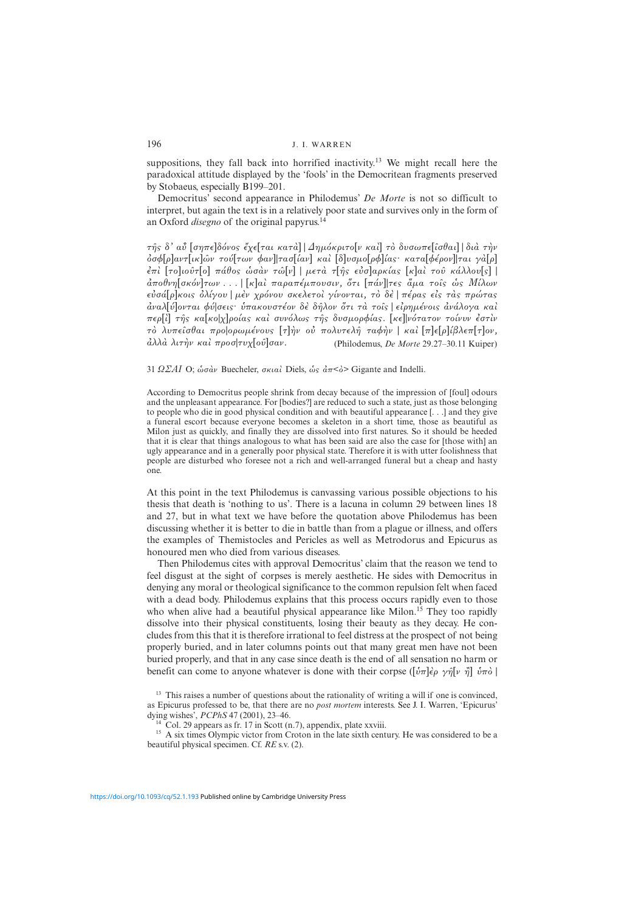suppositions, they fall back into horrified inactivity.[13] We might recall here the paradoxical attitude displayed by the 'fools' in the Democritean fragments preserved by Stobaeus, especially B199–201.

Democritus' second appearance in Philodemus' *De Morte* is not so difficult to interpret, but again the text is in a relatively poor state and survives only in the form of an Oxford *disegno* of the original papyrus.[14]

τῆς δ' αὖ [σηπε]δόνος ἔχε[ται κατὰ] | Δημόκριτο[ν καὶ] τὸ δυσωπε[ῖσθαι] | διὰ τὴν ὀσφ[ρ]αντ[ικ]ῶν τού[των φαν]|τασ[ίαν] καὶ [δ]υσμο[ρφ]ίας· κατα[φέρον]|ται γὰ[ρ] ἐπὶ [το]ιοῦτ[ο] πάθος ὡσὰν τῶ[ν] | μετὰ τ[ῆς εὐσ]αρκίας [κ]αὶ τοῦ κάλλου[ς] | ἀποθνη[σκόν]των . . . | [κ]αὶ παραπέμπουσιν, ὅτι [πάν]|τες ἅμα τοῖς ὡς Μίλων εὐσά[ρ]κοις ὀλίγου | μὲν χρόνου σκελετοὶ γίνονται, τὸ δὲ | πέρας εἰς τὰς πρώτας ἀναλ[ύ]ονται φύ|σεις· ὑπακουστέον δὲ δῆλον ὅτι τὰ τοῖς | εἰρημένοις ἀνάλογα καὶ περ[ὶ] τῆς κα[κο|χ]ροίας καὶ συνόλως τῆς δυσμορφίας. [κε]|νότατον τοίνυν ἐστὶν τὸ λυπεῖσθαι προ|ορωμένους [τ]ὴν οὐ πολυτελῆ ταφὴν | καὶ [π]ε[ρ]ίβλεπ[τ]ον, ἀλλὰ λιτὴν καὶ προσ|τυχ[οῦ]σαν. (Philodemus, *De Morte* 29.27–30.11 Kuiper)

31 ΩΣΑΙ O; ὡσὰν Buecheler, σκιαὶ Diels, ὡς ἀπ<ὸ> Gigante and Indelli.

According to Democritus people shrink from decay because of the impression of [foul] odours and the unpleasant appearance. For [bodies?] are reduced to such a state, just as those belonging to people who die in good physical condition and with beautiful appearance [. . .] and they give a funeral escort because everyone becomes a skeleton in a short time, those as beautiful as Milon just as quickly, and finally they are dissolved into first natures. So it should be heeded that it is clear that things analogous to what has been said are also the case for [those with] an ugly appearance and in a generally poor physical state. Therefore it is with utter foolishness that people are disturbed who foresee not a rich and well-arranged funeral but a cheap and hasty one.

At this point in the text Philodemus is canvassing various possible objections to his thesis that death is 'nothing to us'. There is a lacuna in column 29 between lines 18 and 27, but in what text we have before the quotation above Philodemus has been discussing whether it is better to die in battle than from a plague or illness, and offers the examples of Themistocles and Pericles as well as Metrodorus and Epicurus as honoured men who died from various diseases.

Then Philodemus cites with approval Democritus' claim that the reason we tend to feel disgust at the sight of corpses is merely aesthetic. He sides with Democritus in denying any moral or theological significance to the common repulsion felt when faced with a dead body. Philodemus explains that this process occurs rapidly even to those who when alive had a beautiful physical appearance like Milon.[15] They too rapidly dissolve into their physical constituents, losing their beauty as they decay. He concludes from this that it is therefore irrational to feel distress at the prospect of not being properly buried, and in later columns points out that many great men have not been buried properly, and that in any case since death is the end of all sensation no harm or benefit can come to anyone whatever is done with their corpse ([ὑπ]ὲρ γῆ[ν ἢ] ὑπὸ |

[13] This raises a number of questions about the rationality of writing a will if one is convinced, as Epicurus professed to be, that there are no *post mortem* interests. See J. I. Warren, 'Epicurus' dying wishes', *PCPhS* 47 (2001), 23–46.

[14] Col. 29 appears as fr. 17 in Scott (n.7), appendix, plate xxviii.

[15] A six times Olympic victor from Croton in the late sixth century. He was considered to be a beautiful physical specimen. Cf. *RE* s.v. (2).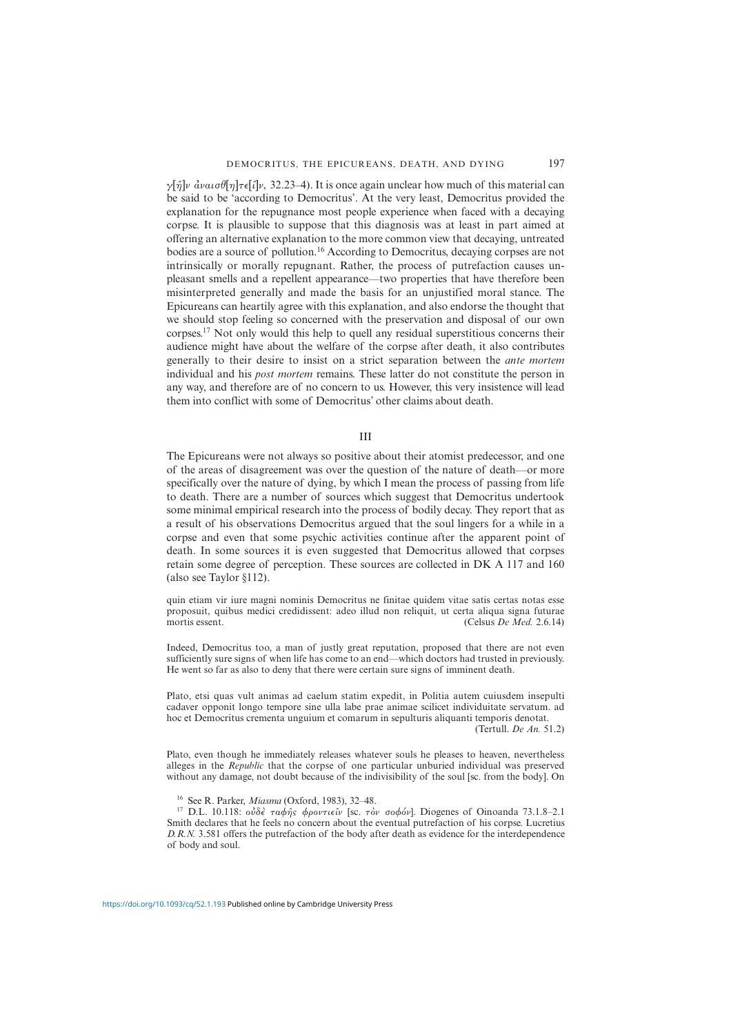γ[ῆ]ν ἀναισθ[η]τε[ῖ]ν, 32.23–4). It is once again unclear how much of this material can be said to be 'according to Democritus'. At the very least, Democritus provided the explanation for the repugnance most people experience when faced with a decaying corpse. It is plausible to suppose that this diagnosis was at least in part aimed at offering an alternative explanation to the more common view that decaying, untreated bodies are a source of pollution.[16] According to Democritus, decaying corpses are not intrinsically or morally repugnant. Rather, the process of putrefaction causes unpleasant smells and a repellent appearance—two properties that have therefore been misinterpreted generally and made the basis for an unjustified moral stance. The Epicureans can heartily agree with this explanation, and also endorse the thought that we should stop feeling so concerned with the preservation and disposal of our own corpses.[17] Not only would this help to quell any residual superstitious concerns their audience might have about the welfare of the corpse after death, it also contributes generally to their desire to insist on a strict separation between the *ante mortem* individual and his *post mortem* remains. These latter do not constitute the person in any way, and therefore are of no concern to us. However, this very insistence will lead them into conflict with some of Democritus' other claims about death.

## III

The Epicureans were not always so positive about their atomist predecessor, and one of the areas of disagreement was over the question of the nature of death—or more specifically over the nature of dying, by which I mean the process of passing from life to death. There are a number of sources which suggest that Democritus undertook some minimal empirical research into the process of bodily decay. They report that as a result of his observations Democritus argued that the soul lingers for a while in a corpse and even that some psychic activities continue after the apparent point of death. In some sources it is even suggested that Democritus allowed that corpses retain some degree of perception. These sources are collected in DK A 117 and 160 (also see Taylor §112).

quin etiam vir iure magni nominis Democritus ne finitae quidem vitae satis certas notas esse proposuit, quibus medici credidissent: adeo illud non reliquit, ut certa aliqua signa futurae mortis essent. (Celsus *De Med.* 2.6.14)

Indeed, Democritus too, a man of justly great reputation, proposed that there are not even sufficiently sure signs of when life has come to an end—which doctors had trusted in previously. He went so far as also to deny that there were certain sure signs of imminent death.

Plato, etsi quas vult animas ad caelum statim expedit, in Politia autem cuiusdem insepulti cadaver opponit longo tempore sine ulla labe prae animae scilicet individuitate servatum. ad hoc et Democritus crementa unguium et comarum in sepulturis aliquanti temporis denotat. (Tertull. *De An.* 51.2)

Plato, even though he immediately releases whatever souls he pleases to heaven, nevertheless alleges in the *Republic* that the corpse of one particular unburied individual was preserved without any damage, not doubt because of the indivisibility of the soul [sc. from the body]. On

[16] See R. Parker, *Miasma* (Oxford, 1983), 32–48.

[17] D.L. 10.118: οὐδὲ ταφῆς φροντιεῖν [sc. τὸν σοφόν]. Diogenes of Oinoanda 73.1.8–2.1 Smith declares that he feels no concern about the eventual putrefaction of his corpse. Lucretius *D.R.N.* 3.581 offers the putrefaction of the body after death as evidence for the interdependence of body and soul.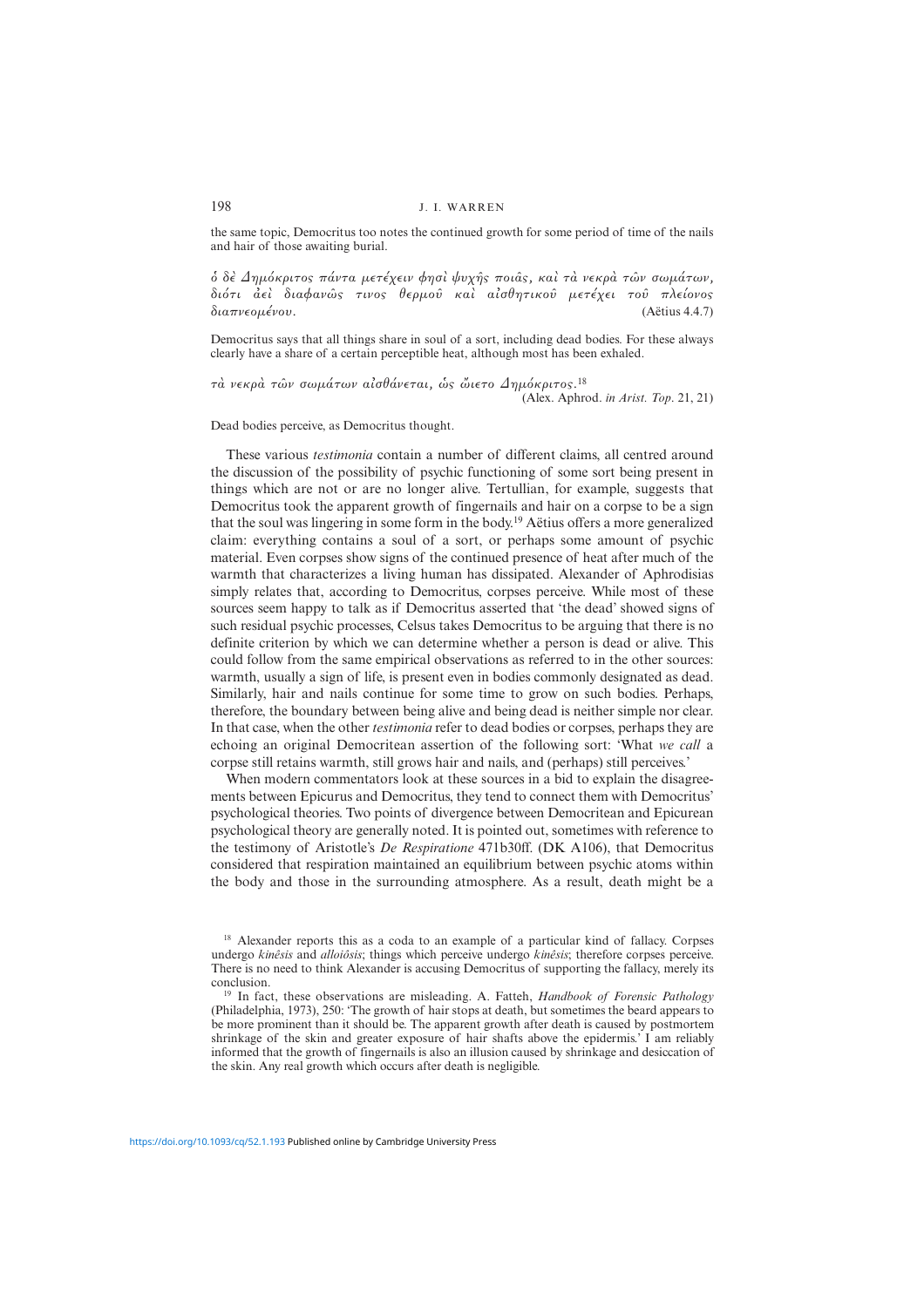the same topic, Democritus too notes the continued growth for some period of time of the nails and hair of those awaiting burial.

ὁ δὲ Δημόκριτος πάντα μετέχειν φησὶ ψυχῆς ποιᾶς, καὶ τὰ νεκρὰ τῶν σωμάτων, διότι ἀεὶ διαφανῶς τινος θερμοῦ καὶ αἰσθητικοῦ μετέχει τοῦ πλείονος διαπνεομένου. (Aëtius 4.4.7)

Democritus says that all things share in soul of a sort, including dead bodies. For these always clearly have a share of a certain perceptible heat, although most has been exhaled.

τὰ νεκρὰ τῶν σωμάτων αἰσθάνεται, ὡς ᾤετο Δημόκριτος.[18] (Alex. Aphrod. *in Arist. Top*. 21, 21)

Dead bodies perceive, as Democritus thought.

These various *testimonia* contain a number of different claims, all centred around the discussion of the possibility of psychic functioning of some sort being present in things which are not or are no longer alive. Tertullian, for example, suggests that Democritus took the apparent growth of fingernails and hair on a corpse to be a sign that the soul was lingering in some form in the body.[19] Aëtius offers a more generalized claim: everything contains a soul of a sort, or perhaps some amount of psychic material. Even corpses show signs of the continued presence of heat after much of the warmth that characterizes a living human has dissipated. Alexander of Aphrodisias simply relates that, according to Democritus, corpses perceive. While most of these sources seem happy to talk as if Democritus asserted that 'the dead' showed signs of such residual psychic processes, Celsus takes Democritus to be arguing that there is no definite criterion by which we can determine whether a person is dead or alive. This could follow from the same empirical observations as referred to in the other sources: warmth, usually a sign of life, is present even in bodies commonly designated as dead. Similarly, hair and nails continue for some time to grow on such bodies. Perhaps, therefore, the boundary between being alive and being dead is neither simple nor clear. In that case, when the other *testimonia* refer to dead bodies or corpses, perhaps they are echoing an original Democritean assertion of the following sort: 'What *we call* a corpse still retains warmth, still grows hair and nails, and (perhaps) still perceives.'

When modern commentators look at these sources in a bid to explain the disagreements between Epicurus and Democritus, they tend to connect them with Democritus' psychological theories. Two points of divergence between Democritean and Epicurean psychological theory are generally noted. It is pointed out, sometimes with reference to the testimony of Aristotle's *De Respiratione* 471b30ff. (DK A106), that Democritus considered that respiration maintained an equilibrium between psychic atoms within the body and those in the surrounding atmosphere. As a result, death might be a

[18] Alexander reports this as a coda to an example of a particular kind of fallacy. Corpses undergo *kinêsis* and *alloiôsis*; things which perceive undergo *kinêsis*; therefore corpses perceive. There is no need to think Alexander is accusing Democritus of supporting the fallacy, merely its conclusion.

[19] In fact, these observations are misleading. A. Fatteh, *Handbook of Forensic Pathology* (Philadelphia, 1973), 250: 'The growth of hair stops at death, but sometimes the beard appears to be more prominent than it should be. The apparent growth after death is caused by postmortem shrinkage of the skin and greater exposure of hair shafts above the epidermis.' I am reliably informed that the growth of fingernails is also an illusion caused by shrinkage and desiccation of the skin. Any real growth which occurs after death is negligible.

https://doi.org/10.1093/cq/52.1.193 Published online by Cambridge University Press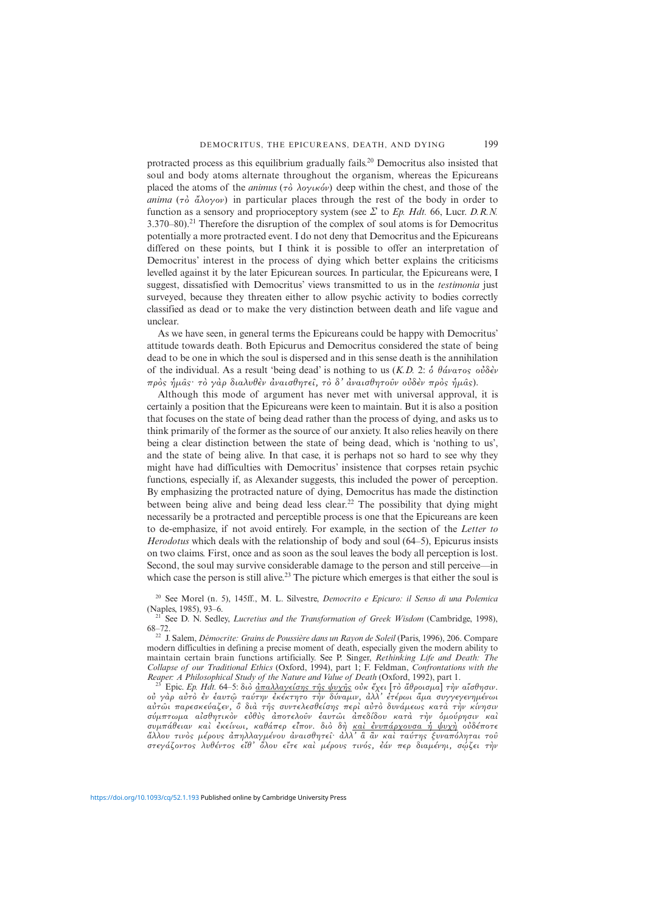protracted process as this equilibrium gradually fails.[20] Democritus also insisted that soul and body atoms alternate throughout the organism, whereas the Epicureans placed the atoms of the *animus* (τὸ λογικόν) deep within the chest, and those of the *anima* (τὸ ἄλογον) in particular places through the rest of the body in order to function as a sensory and proprioceptory system (see Σ to *Ep. Hdt.* 66, Lucr. *D.R.N.* 3.370–80).[21] Therefore the disruption of the complex of soul atoms is for Democritus potentially a more protracted event. I do not deny that Democritus and the Epicureans differed on these points, but I think it is possible to offer an interpretation of Democritus' interest in the process of dying which better explains the criticisms levelled against it by the later Epicurean sources. In particular, the Epicureans were, I suggest, dissatisfied with Democritus' views transmitted to us in the *testimonia* just surveyed, because they threaten either to allow psychic activity to bodies correctly classified as dead or to make the very distinction between death and life vague and unclear.

As we have seen, in general terms the Epicureans could be happy with Democritus' attitude towards death. Both Epicurus and Democritus considered the state of being dead to be one in which the soul is dispersed and in this sense death is the annihilation of the individual. As a result 'being dead' is nothing to us (*K.D.* 2: ὁ θάνατος οὐδὲν πρὸς ἡμᾶς· τὸ γὰρ διαλυθὲν ἀναισθητεῖ, τὸ δ' ἀναισθητοῦν οὐδὲν πρὸς ἡμᾶς).

Although this mode of argument has never met with universal approval, it is certainly a position that the Epicureans were keen to maintain. But it is also a position that focuses on the state of being dead rather than the process of dying, and asks us to think primarily of the former as the source of our anxiety. It also relies heavily on there being a clear distinction between the state of being dead, which is 'nothing to us', and the state of being alive. In that case, it is perhaps not so hard to see why they might have had difficulties with Democritus' insistence that corpses retain psychic functions, especially if, as Alexander suggests, this included the power of perception. By emphasizing the protracted nature of dying, Democritus has made the distinction between being alive and being dead less clear.[22] The possibility that dying might necessarily be a protracted and perceptible process is one that the Epicureans are keen to de-emphasize, if not avoid entirely. For example, in the section of the *Letter to Herodotus* which deals with the relationship of body and soul (64–5), Epicurus insists on two claims. First, once and as soon as the soul leaves the body all perception is lost. Second, the soul may survive considerable damage to the person and still perceive—in which case the person is still alive.[23] The picture which emerges is that either the soul is

[20] See Morel (n. 5), 145ff., M. L. Silvestre, *Democrito e Epicuro: il Senso di una Polemica* (Naples, 1985), 93–6.

[21] See D. N. Sedley, *Lucretius and the Transformation of Greek Wisdom* (Cambridge, 1998), 68–72.

[22] J. Salem, *Démocrite: Grains de Poussière dans un Rayon de Soleil* (Paris, 1996), 206. Compare modern difficulties in defining a precise moment of death, especially given the modern ability to maintain certain brain functions artificially. See P. Singer, *Rethinking Life and Death: The Collapse of our Traditional Ethics* (Oxford, 1994), part 1; F. Feldman, *Confrontations with the Reaper: A Philosophical Study of the Nature and Value of Death* (Oxford, 1992), part 1.

[23] Epic. *Ep. Hdt.* 64–5: διὸ <u>ἀπαλλαγείσης τῆς ψυχῆς</u> οὐκ ἔχει [τὸ ἄθροισμα] τὴν αἴσθησιν. οὐ γὰρ αὐτὸ ἐν ἑαυτῷ ταύτην ἐκέκτητο τὴν δύναμιν, ἀλλ' ἑτέρωι ἅμα συγγεγενημένωι αὐτῶι παρεσκεύαζεν, ὃ διὰ τῆς συντελεσθείσης περὶ αὐτὸ δυνάμεως κατὰ τὴν κίνησιν σύμπτωμα αἰσθητικὸν εὐθὺς ἀποτελοῦν ἑαυτῶι ἀπεδίδου κατὰ τὴν ὁμούρησιν καὶ συμπάθειαν καὶ ἐκείνωι, καθάπερ εἶπον. διὸ δὴ <u>καὶ ἐνυπάρχουσα ἡ ψυχὴ</u> οὐδέποτε ἄλλου τινὸς μέρους ἀπηλλαγμένου ἀναισθητεῖ· ἀλλ' ἃ ἂν καὶ ταύτης ξυναπόληται τοῦ στεγάζοντος λυθέντος εἴθ' ὅλου εἴτε καὶ μέρους τινός, ἐάν περ διαμένηι, σώζει τὴν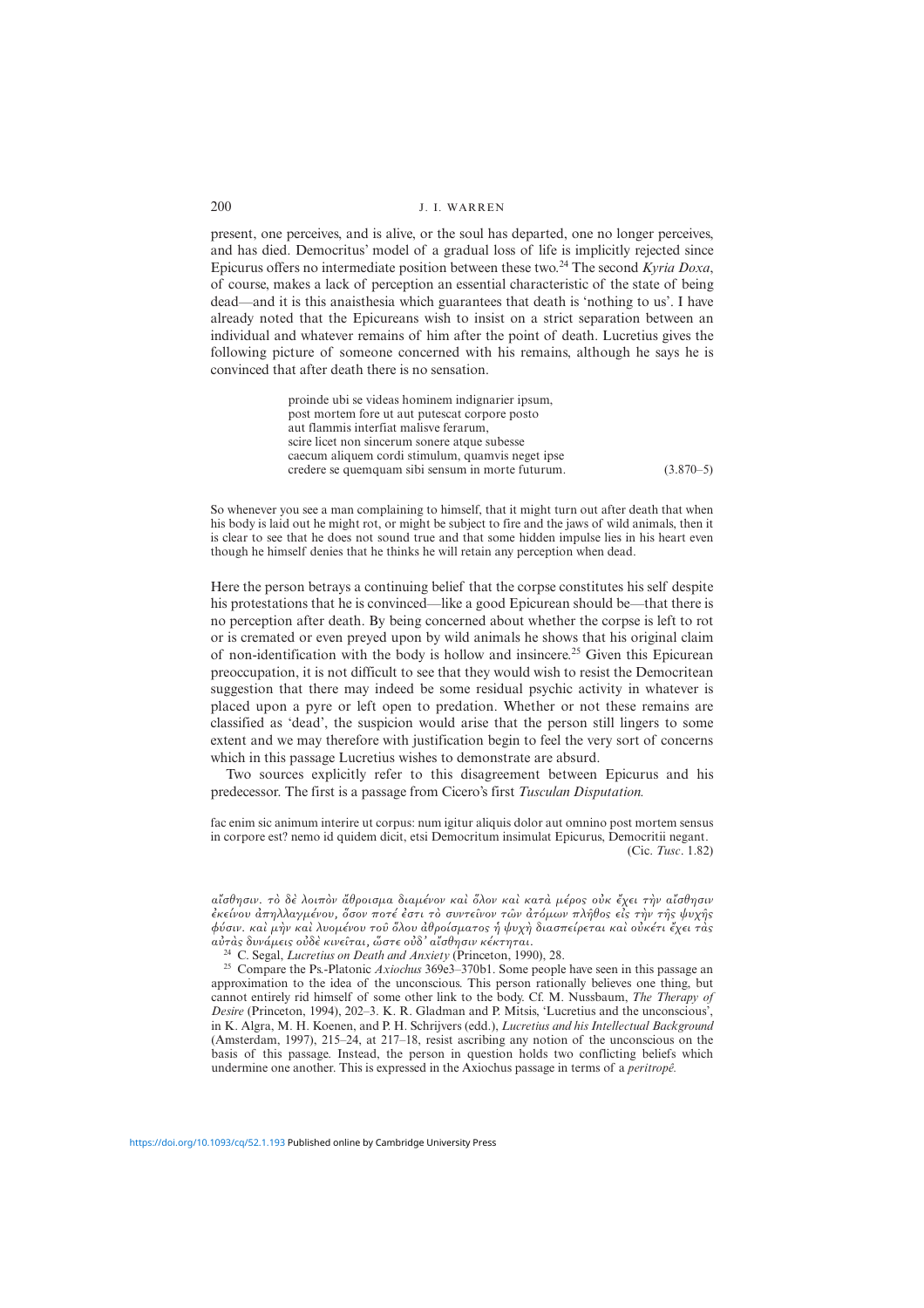present, one perceives, and is alive, or the soul has departed, one no longer perceives, and has died. Democritus' model of a gradual loss of life is implicitly rejected since Epicurus offers no intermediate position between these two.[24] The second *Kyria Doxa*, of course, makes a lack of perception an essential characteristic of the state of being dead—and it is this anaisthesia which guarantees that death is 'nothing to us'. I have already noted that the Epicureans wish to insist on a strict separation between an individual and whatever remains of him after the point of death. Lucretius gives the following picture of someone concerned with his remains, although he says he is convinced that after death there is no sensation.

> proinde ubi se videas hominem indignarier ipsum,
> post mortem fore ut aut putescat corpore posto
> aut flammis interfiat malisve ferarum,
> scire licet non sincerum sonere atque subesse
> caecum aliquem cordi stimulum, quamvis neget ipse
> credere se quemquam sibi sensum in morte futurum. (3.870–5)

So whenever you see a man complaining to himself, that it might turn out after death that when his body is laid out he might rot, or might be subject to fire and the jaws of wild animals, then it is clear to see that he does not sound true and that some hidden impulse lies in his heart even though he himself denies that he thinks he will retain any perception when dead.

Here the person betrays a continuing belief that the corpse constitutes his self despite his protestations that he is convinced—like a good Epicurean should be—that there is no perception after death. By being concerned about whether the corpse is left to rot or is cremated or even preyed upon by wild animals he shows that his original claim of non-identification with the body is hollow and insincere.[25] Given this Epicurean preoccupation, it is not difficult to see that they would wish to resist the Democritean suggestion that there may indeed be some residual psychic activity in whatever is placed upon a pyre or left open to predation. Whether or not these remains are classified as 'dead', the suspicion would arise that the person still lingers to some extent and we may therefore with justification begin to feel the very sort of concerns which in this passage Lucretius wishes to demonstrate are absurd.

Two sources explicitly refer to this disagreement between Epicurus and his predecessor. The first is a passage from Cicero's first *Tusculan Disputation.*

fac enim sic animum interire ut corpus: num igitur aliquis dolor aut omnino post mortem sensus in corpore est? nemo id quidem dicit, etsi Democritum insimulat Epicurus, Democritii negant. (Cic. *Tusc*. 1.82)

---

αἴσθησιν. τὸ δὲ λοιπὸν ἄθροισμα διαμένον καὶ ὅλον καὶ κατὰ μέρος οὐκ ἔχει τὴν αἴσθησιν ἐκείνου ἀπηλλαγμένου, ὅσον ποτέ ἐστι τὸ συντεῖνον τῶν ἀτόμων πλῆθος εἰς τὴν τῆς ψυχῆς φύσιν. καὶ μὴν καὶ λυομένου τοῦ ὅλου ἀθροίσματος ἡ ψυχὴ διασπείρεται καὶ οὐκέτι ἔχει τὰς αὐτὰς δυνάμεις οὐδὲ κινεῖται, ὥστε οὐδ' αἴσθησιν κέκτηται.

[24] C. Segal, *Lucretius on Death and Anxiety* (Princeton, 1990), 28.

[25] Compare the Ps.-Platonic *Axiochus* 369e3–370b1. Some people have seen in this passage an approximation to the idea of the unconscious. This person rationally believes one thing, but cannot entirely rid himself of some other link to the body. Cf. M. Nussbaum, *The Therapy of Desire* (Princeton, 1994), 202–3. K. R. Gladman and P. Mitsis, 'Lucretius and the unconscious', in K. Algra, M. H. Koenen, and P. H. Schrijvers (edd.), *Lucretius and his Intellectual Background* (Amsterdam, 1997), 215–24, at 217–18, resist ascribing any notion of the unconscious on the basis of this passage. Instead, the person in question holds two conflicting beliefs which undermine one another. This is expressed in the Axiochus passage in terms of a *peritropê.*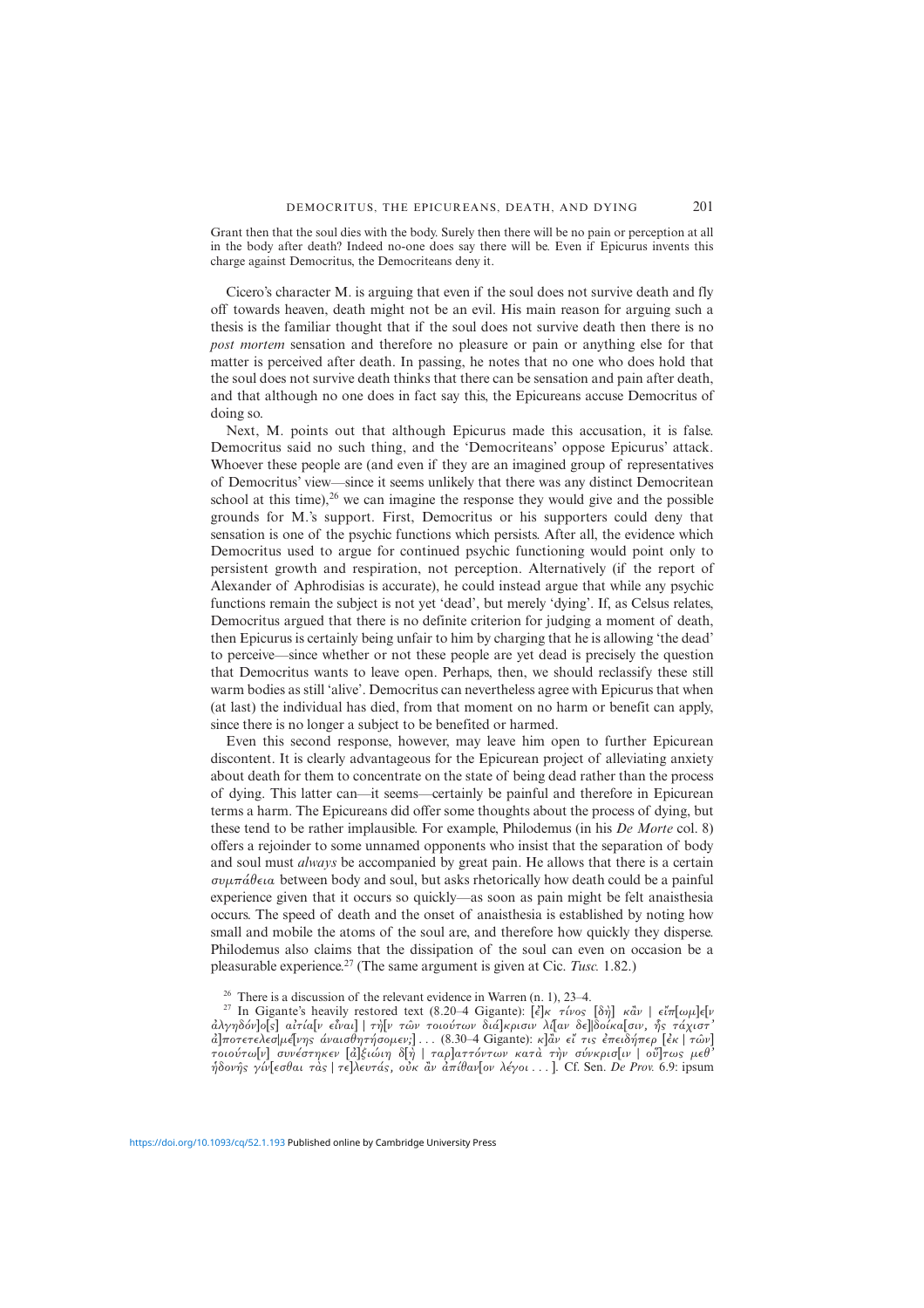Grant then that the soul dies with the body. Surely then there will be no pain or perception at all in the body after death? Indeed no-one does say there will be. Even if Epicurus invents this charge against Democritus, the Democriteans deny it.

Cicero's character M. is arguing that even if the soul does not survive death and fly off towards heaven, death might not be an evil. His main reason for arguing such a thesis is the familiar thought that if the soul does not survive death then there is no *post mortem* sensation and therefore no pleasure or pain or anything else for that matter is perceived after death. In passing, he notes that no one who does hold that the soul does not survive death thinks that there can be sensation and pain after death, and that although no one does in fact say this, the Epicureans accuse Democritus of doing so.

Next, M. points out that although Epicurus made this accusation, it is false. Democritus said no such thing, and the 'Democriteans' oppose Epicurus' attack. Whoever these people are (and even if they are an imagined group of representatives of Democritus' view—since it seems unlikely that there was any distinct Democritean school at this time),[26] we can imagine the response they would give and the possible grounds for M.'s support. First, Democritus or his supporters could deny that sensation is one of the psychic functions which persists. After all, the evidence which Democritus used to argue for continued psychic functioning would point only to persistent growth and respiration, not perception. Alternatively (if the report of Alexander of Aphrodisias is accurate), he could instead argue that while any psychic functions remain the subject is not yet 'dead', but merely 'dying'. If, as Celsus relates, Democritus argued that there is no definite criterion for judging a moment of death, then Epicurus is certainly being unfair to him by charging that he is allowing 'the dead' to perceive—since whether or not these people are yet dead is precisely the question that Democritus wants to leave open. Perhaps, then, we should reclassify these still warm bodies as still 'alive'. Democritus can nevertheless agree with Epicurus that when (at last) the individual has died, from that moment on no harm or benefit can apply, since there is no longer a subject to be benefited or harmed.

Even this second response, however, may leave him open to further Epicurean discontent. It is clearly advantageous for the Epicurean project of alleviating anxiety about death for them to concentrate on the state of being dead rather than the process of dying. This latter can—it seems—certainly be painful and therefore in Epicurean terms a harm. The Epicureans did offer some thoughts about the process of dying, but these tend to be rather implausible. For example, Philodemus (in his *De Morte* col. 8) offers a rejoinder to some unnamed opponents who insist that the separation of body and soul must *always* be accompanied by great pain. He allows that there is a certain συμπάθεια between body and soul, but asks rhetorically how death could be a painful experience given that it occurs so quickly—as soon as pain might be felt anaisthesia occurs. The speed of death and the onset of anaisthesia is established by noting how small and mobile the atoms of the soul are, and therefore how quickly they disperse. Philodemus also claims that the dissipation of the soul can even on occasion be a pleasurable experience.[27] (The same argument is given at Cic. *Tusc.* 1.82.)

[26] There is a discussion of the relevant evidence in Warren (n. 1), 23–4.

[27] In Gigante's heavily restored text (8.20–4 Gigante): [ἐ]κ τίνος [δὴ] κἂν | εἴπ[ωμ]ε[ν ἀλγηδόν]ο[ς] αἰτία[ν εἶναι] | τὴ[ν τῶν τοιούτων διά]κρισιν λί[αν δε]|δοίκα[σιν, ἧς τάχιστ' ἀ]ποτετελεσ|μέ[νης ἀναισθητήσομεν;] . . . (8.30–4 Gigante): κ]ἂν εἴ τις ἐπειδήπερ [ἐκ | τῶν] τοιούτω[ν] συνέστηκεν [ἀ]ξιώιη δ[ὴ | ταρ]αττόντων κατὰ τὴν σύνκρισ[ιν | οὕ]τως μεθ' ἡδονῆς γίν[εσθαι τὰς | τε]λευτάς, οὐκ ἂν ἀπίθαν[ον λέγοι . . . ]. Cf. Sen. *De Prov.* 6.9: ipsum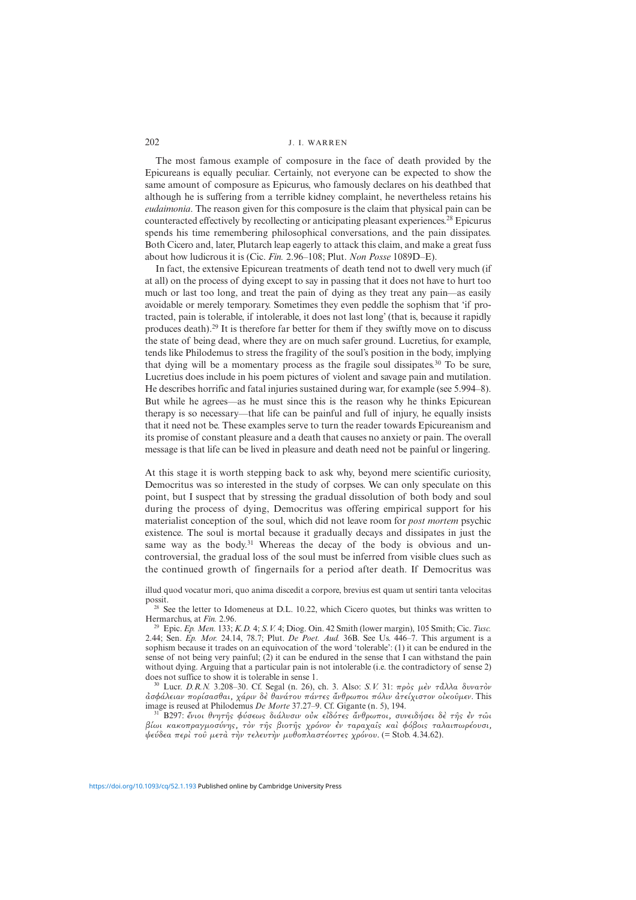The most famous example of composure in the face of death provided by the Epicureans is equally peculiar. Certainly, not everyone can be expected to show the same amount of composure as Epicurus, who famously declares on his deathbed that although he is suffering from a terrible kidney complaint, he nevertheless retains his *eudaimonia*. The reason given for this composure is the claim that physical pain can be counteracted effectively by recollecting or anticipating pleasant experiences.[28] Epicurus spends his time remembering philosophical conversations, and the pain dissipates. Both Cicero and, later, Plutarch leap eagerly to attack this claim, and make a great fuss about how ludicrous it is (Cic. *Fin.* 2.96–108; Plut. *Non Posse* 1089D–E).

In fact, the extensive Epicurean treatments of death tend not to dwell very much (if at all) on the process of dying except to say in passing that it does not have to hurt too much or last too long, and treat the pain of dying as they treat any pain—as easily avoidable or merely temporary. Sometimes they even peddle the sophism that 'if protracted, pain is tolerable, if intolerable, it does not last long' (that is, because it rapidly produces death).[29] It is therefore far better for them if they swiftly move on to discuss the state of being dead, where they are on much safer ground. Lucretius, for example, tends like Philodemus to stress the fragility of the soul's position in the body, implying that dying will be a momentary process as the fragile soul dissipates.[30] To be sure, Lucretius does include in his poem pictures of violent and savage pain and mutilation. He describes horrific and fatal injuries sustained during war, for example (see 5.994–8). But while he agrees—as he must since this is the reason why he thinks Epicurean therapy is so necessary—that life can be painful and full of injury, he equally insists that it need not be. These examples serve to turn the reader towards Epicureanism and its promise of constant pleasure and a death that causes no anxiety or pain. The overall message is that life can be lived in pleasure and death need not be painful or lingering.

At this stage it is worth stepping back to ask why, beyond mere scientific curiosity, Democritus was so interested in the study of corpses. We can only speculate on this point, but I suspect that by stressing the gradual dissolution of both body and soul during the process of dying, Democritus was offering empirical support for his materialist conception of the soul, which did not leave room for *post mortem* psychic existence. The soul is mortal because it gradually decays and dissipates in just the same way as the body.[31] Whereas the decay of the body is obvious and uncontroversial, the gradual loss of the soul must be inferred from visible clues such as the continued growth of fingernails for a period after death. If Democritus was

illud quod vocatur mori, quo anima discedit a corpore, brevius est quam ut sentiri tanta velocitas possit.

[28] See the letter to Idomeneus at D.L. 10.22, which Cicero quotes, but thinks was written to Hermarchus, at *Fin.* 2.96.

[29] Epic. *Ep. Men.* 133; *K.D.* 4; *S.V.* 4; Diog. Oin. 42 Smith (lower margin), 105 Smith; Cic. *Tusc.* 2.44; Sen. *Ep. Mor.* 24.14, 78.7; Plut. *De Poet. Aud.* 36B. See Us. 446–7. This argument is a sophism because it trades on an equivocation of the word 'tolerable': (1) it can be endured in the sense of not being very painful; (2) it can be endured in the sense that I can withstand the pain without dying. Arguing that a particular pain is not intolerable (i.e. the contradictory of sense 2) does not suffice to show it is tolerable in sense 1.

[30] Lucr. *D.R.N.* 3.208–30. Cf. Segal (n. 26), ch. 3. Also: *S.V.* 31: πρὸς μὲν τἆλλα δυνατὸν ἀσφάλειαν πορίσασθαι, χάριν δὲ θανάτου πάντες ἄνθρωποι πόλιν ἀτείχιστον οἰκοῦμεν. This image is reused at Philodemus *De Morte* 37.27–9. Cf. Gigante (n. 5), 194.

[31] B297: ἔνιοι θνητῆς φύσεως διάλυσιν οὐκ εἰδότες ἄνθρωποι, συνειδήσει δὲ τῆς ἐν τῶι βίωι κακοπραγμοσύνης, τὸν τῆς βιοτῆς χρόνον ἐν ταραχαῖς καὶ φόβοις ταλαιπωρέουσι, ψεύδεα περὶ τοῦ μετὰ τὴν τελευτὴν μυθοπλαστέοντες χρόνου. (= Stob. 4.34.62).

https://doi.org/10.1093/cq/52.1.193 Published online by Cambridge University Press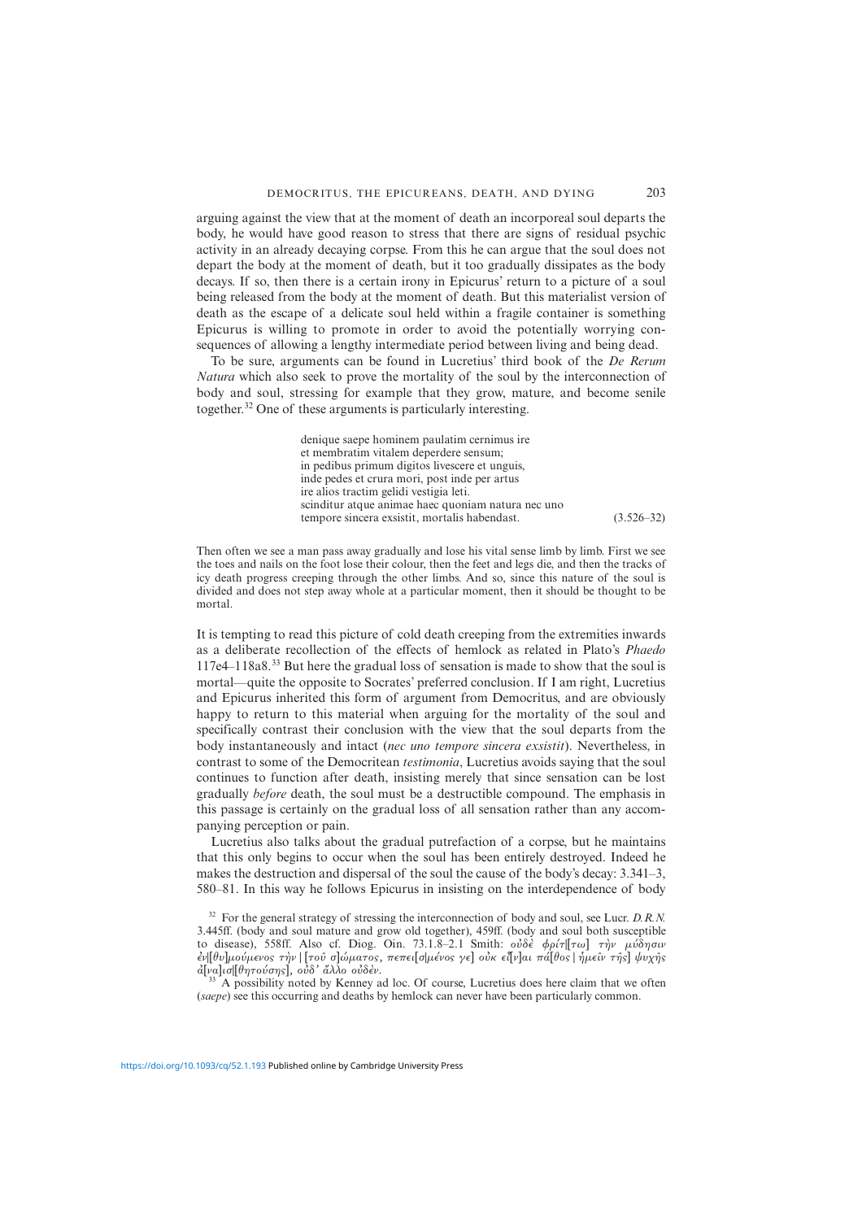arguing against the view that at the moment of death an incorporeal soul departs the body, he would have good reason to stress that there are signs of residual psychic activity in an already decaying corpse. From this he can argue that the soul does not depart the body at the moment of death, but it too gradually dissipates as the body decays. If so, then there is a certain irony in Epicurus' return to a picture of a soul being released from the body at the moment of death. But this materialist version of death as the escape of a delicate soul held within a fragile container is something Epicurus is willing to promote in order to avoid the potentially worrying consequences of allowing a lengthy intermediate period between living and being dead.

To be sure, arguments can be found in Lucretius' third book of the *De Rerum Natura* which also seek to prove the mortality of the soul by the interconnection of body and soul, stressing for example that they grow, mature, and become senile together.[32] One of these arguments is particularly interesting.

> denique saepe hominem paulatim cernimus ire
> et membratim vitalem deperdere sensum;
> in pedibus primum digitos livescere et unguis,
> inde pedes et crura mori, post inde per artus
> ire alios tractim gelidi vestigia leti.
> scinditur atque animae haec quoniam natura nec uno
> tempore sincera exsistit, mortalis habendast. (3.526–32)

Then often we see a man pass away gradually and lose his vital sense limb by limb. First we see the toes and nails on the foot lose their colour, then the feet and legs die, and then the tracks of icy death progress creeping through the other limbs. And so, since this nature of the soul is divided and does not step away whole at a particular moment, then it should be thought to be mortal.

It is tempting to read this picture of cold death creeping from the extremities inwards as a deliberate recollection of the effects of hemlock as related in Plato's *Phaedo* 117e4–118a8.[33] But here the gradual loss of sensation is made to show that the soul is mortal—quite the opposite to Socrates' preferred conclusion. If I am right, Lucretius and Epicurus inherited this form of argument from Democritus, and are obviously happy to return to this material when arguing for the mortality of the soul and specifically contrast their conclusion with the view that the soul departs from the body instantaneously and intact (*nec uno tempore sincera exsistit*). Nevertheless, in contrast to some of the Democritean *testimonia*, Lucretius avoids saying that the soul continues to function after death, insisting merely that since sensation can be lost gradually *before* death, the soul must be a destructible compound. The emphasis in this passage is certainly on the gradual loss of all sensation rather than any accompanying perception or pain.

Lucretius also talks about the gradual putrefaction of a corpse, but he maintains that this only begins to occur when the soul has been entirely destroyed. Indeed he makes the destruction and dispersal of the soul the cause of the body's decay: 3.341–3, 580–81. In this way he follows Epicurus in insisting on the interdependence of body

[32] For the general strategy of stressing the interconnection of body and soul, see Lucr. *D.R.N.* 3.445ff. (body and soul mature and grow old together), 459ff. (body and soul both susceptible to disease), 558ff. Also cf. Diog. Oin. 73.1.8–2.1 Smith: οὐδὲ φρίτ[τω] τὴν μύδησιν ἐν[θυ]μούμενος τὴν | [τοῦ σ]ώματος, πεπει[σ]μένος γε] οὐκ εἶ[ν]αι πά[θος | ἡ]μεῖν τῆ[ς] ψυχῆς ἀ[να]ισ[θητούσης], οὐδ' ἄλλο οὐδὲν.

[33] A possibility noted by Kenney ad loc. Of course, Lucretius does here claim that we often (*saepe*) see this occurring and deaths by hemlock can never have been particularly common.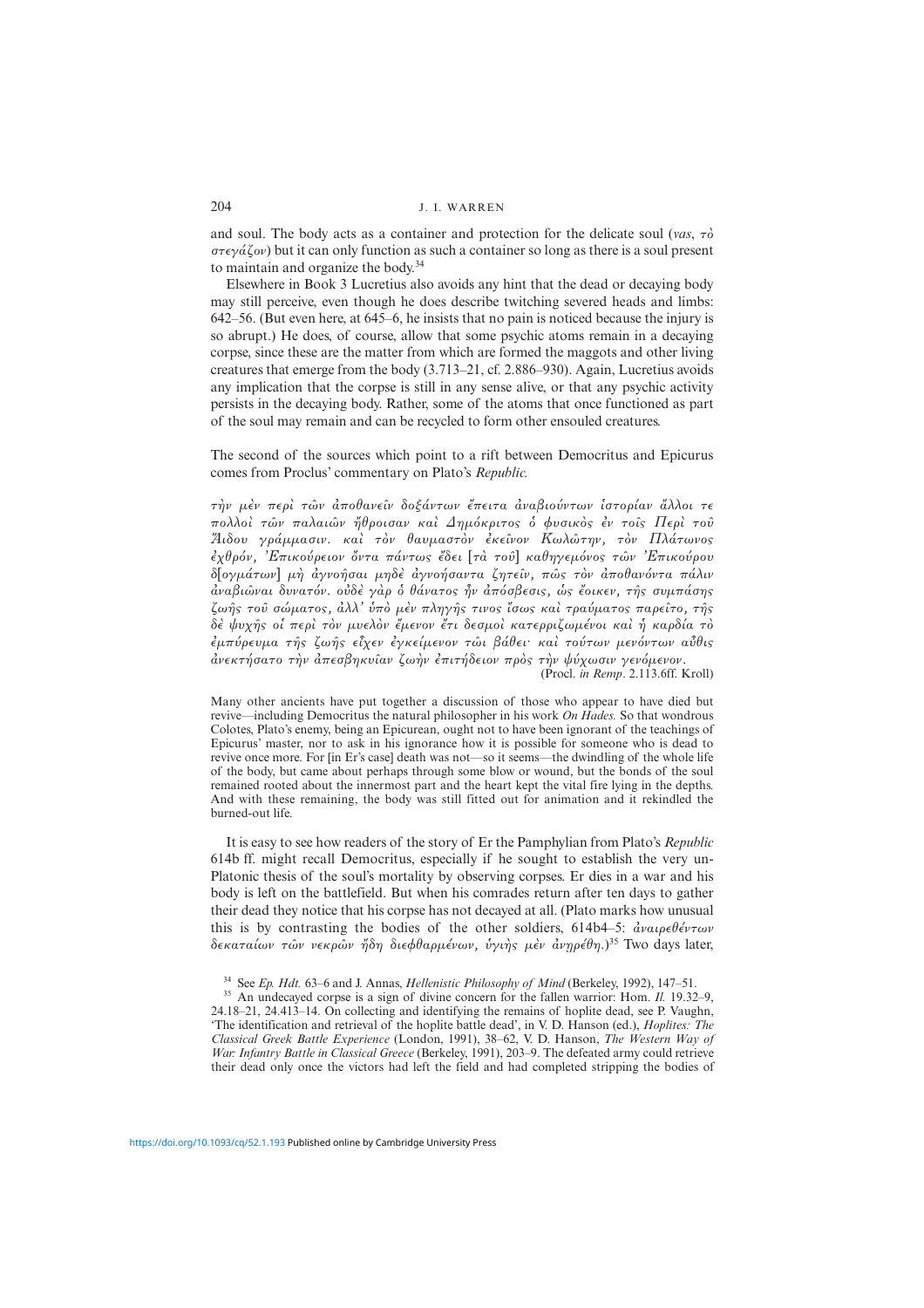and soul. The body acts as a container and protection for the delicate soul (*vas*, τὸ στεγάζον) but it can only function as such a container so long as there is a soul present to maintain and organize the body.[34]

Elsewhere in Book 3 Lucretius also avoids any hint that the dead or decaying body may still perceive, even though he does describe twitching severed heads and limbs: 642–56. (But even here, at 645–6, he insists that no pain is noticed because the injury is so abrupt.) He does, of course, allow that some psychic atoms remain in a decaying corpse, since these are the matter from which are formed the maggots and other living creatures that emerge from the body (3.713–21, cf. 2.886–930). Again, Lucretius avoids any implication that the corpse is still in any sense alive, or that any psychic activity persists in the decaying body. Rather, some of the atoms that once functioned as part of the soul may remain and can be recycled to form other ensouled creatures.

The second of the sources which point to a rift between Democritus and Epicurus comes from Proclus' commentary on Plato's *Republic*.

τὴν μὲν περὶ τῶν ἀποθανεῖν δοξάντων ἔπειτα ἀναβιούντων ἱστορίαν ἄλλοι τε πολλοὶ τῶν παλαιῶν ἤθροισαν καὶ Δημόκριτος ὁ φυσικὸς ἐν τοῖς Περὶ τοῦ Ἅιδου γράμμασιν. καὶ τὸν θαυμαστὸν ἐκεῖνον Κωλώτην, τὸν Πλάτωνος ἐχθρόν, Ἐπικούρειον ὄντα πάντως ἔδει [τὰ τοῦ] καθηγεμόνος τῶν Ἐπικούρου δ[ογμάτων] μὴ ἀγνοῆσαι μηδὲ ἀγνοήσαντα ζητεῖν, πῶς τὸν ἀποθανόντα πάλιν ἀναβιῶναι δυνατόν. οὐδὲ γὰρ ὁ θάνατος ἦν ἀπόσβεσις, ὡς ἔοικεν, τῆς συμπάσης ζωῆς τοῦ σώματος, ἀλλ' ὑπὸ μὲν πληγῆς τινος ἴσως καὶ τραύματος παρεῖτο, τῆς δὲ ψυχῆς οἱ περὶ τὸν μυελὸν ἔμενον ἔτι δεσμοὶ κατερριζωμένοι καὶ ἡ καρδία τὸ ἐμπύρευμα τῆς ζωῆς εἶχεν ἐγκείμενον τῶι βάθει· καὶ τούτων μενόντων αὖθις ἀνεκτήσατο τὴν ἀπεσβηκυῖαν ζωὴν ἐπιτήδειον πρὸς τὴν ψύχωσιν γενόμενον.

(Procl. *in Remp*. 2.113.6ff. Kroll)

Many other ancients have put together a discussion of those who appear to have died but revive—including Democritus the natural philosopher in his work *On Hades*. So that wondrous Colotes, Plato's enemy, being an Epicurean, ought not to have been ignorant of the teachings of Epicurus' master, nor to ask in his ignorance how it is possible for someone who is dead to revive once more. For [in Er's case] death was not—so it seems—the dwindling of the whole life of the body, but came about perhaps through some blow or wound, but the bonds of the soul remained rooted about the innermost part and the heart kept the vital fire lying in the depths. And with these remaining, the body was still fitted out for animation and it rekindled the burned-out life.

It is easy to see how readers of the story of Er the Pamphylian from Plato's *Republic* 614b ff. might recall Democritus, especially if he sought to establish the very un-Platonic thesis of the soul's mortality by observing corpses. Er dies in a war and his body is left on the battlefield. But when his comrades return after ten days to gather their dead they notice that his corpse has not decayed at all. (Plato marks how unusual this is by contrasting the bodies of the other soldiers, 614b4–5: ἀναιρεθέντων δεκαταίων τῶν νεκρῶν ἤδη διεφθαρμένων, ὑγιὴς μὲν ἀνηρέθη.)[35] Two days later,

---

[34] See *Ep. Hdt.* 63–6 and J. Annas, *Hellenistic Philosophy of Mind* (Berkeley, 1992), 147–51.

[35] An undecayed corpse is a sign of divine concern for the fallen warrior: Hom. *Il.* 19.32–9, 24.18–21, 24.413–14. On collecting and identifying the remains of hoplite dead, see P. Vaughn, 'The identification and retrieval of the hoplite battle dead', in V. D. Hanson (ed.), *Hoplites: The Classical Greek Battle Experience* (London, 1991), 38–62, V. D. Hanson, *The Western Way of War: Infantry Battle in Classical Greece* (Berkeley, 1991), 203–9. The defeated army could retrieve their dead only once the victors had left the field and had completed stripping the bodies of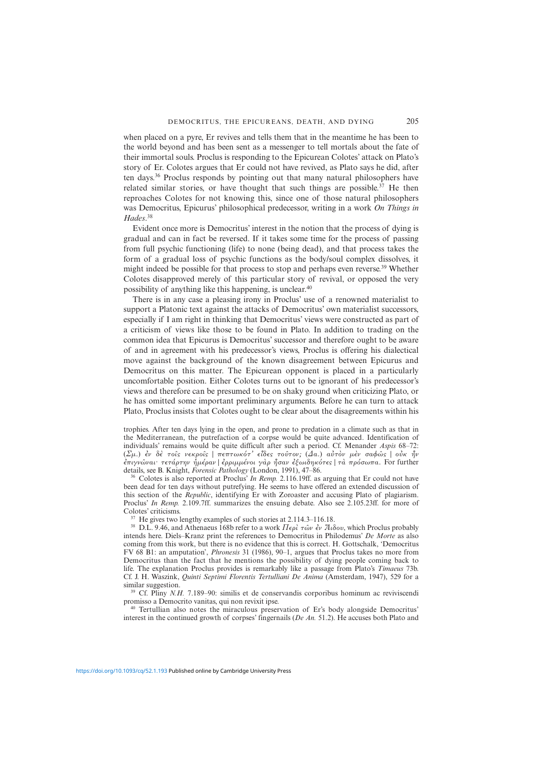when placed on a pyre, Er revives and tells them that in the meantime he has been to the world beyond and has been sent as a messenger to tell mortals about the fate of their immortal souls. Proclus is responding to the Epicurean Colotes' attack on Plato's story of Er. Colotes argues that Er could not have revived, as Plato says he did, after ten days.[36] Proclus responds by pointing out that many natural philosophers have related similar stories, or have thought that such things are possible.[37] He then reproaches Colotes for not knowing this, since one of those natural philosophers was Democritus, Epicurus' philosophical predecessor, writing in a work *On Things in Hades*.[38]

Evident once more is Democritus' interest in the notion that the process of dying is gradual and can in fact be reversed. If it takes some time for the process of passing from full psychic functioning (life) to none (being dead), and that process takes the form of a gradual loss of psychic functions as the body/soul complex dissolves, it might indeed be possible for that process to stop and perhaps even reverse.[39] Whether Colotes disapproved merely of this particular story of revival, or opposed the very possibility of anything like this happening, is unclear.[40]

There is in any case a pleasing irony in Proclus' use of a renowned materialist to support a Platonic text against the attacks of Democritus' own materialist successors, especially if I am right in thinking that Democritus' views were constructed as part of a criticism of views like those to be found in Plato. In addition to trading on the common idea that Epicurus is Democritus' successor and therefore ought to be aware of and in agreement with his predecessor's views, Proclus is offering his dialectical move against the background of the known disagreement between Epicurus and Democritus on this matter. The Epicurean opponent is placed in a particularly uncomfortable position. Either Colotes turns out to be ignorant of his predecessor's views and therefore can be presumed to be on shaky ground when criticizing Plato, or he has omitted some important preliminary arguments. Before he can turn to attack Plato, Proclus insists that Colotes ought to be clear about the disagreements within his

trophies. After ten days lying in the open, and prone to predation in a climate such as that in the Mediterranean, the putrefaction of a corpse would be quite advanced. Identification of individuals' remains would be quite difficult after such a period. Cf. Menander *Aspis* 68–72: (Σμ.) ἐν δὲ τοῖς νεκροῖς | πεπτωκότ' εἶδες τοῦτον; (Δα.) αὐτὸν μὲν σαφῶς | οὐκ ἦν ἐπιγνῶναι· τετάρτην ἡμέραν | ἐρριμμένοι γὰρ ἦσαν ἐξῳδηκότες | τὰ πρόσωπα. For further details, see B. Knight, *Forensic Pathology* (London, 1991), 47–86.

[36] Colotes is also reported at Proclus' *In Remp.* 2.116.19ff. as arguing that Er could not have been dead for ten days without putrefying. He seems to have offered an extended discussion of this section of the *Republic*, identifying Er with Zoroaster and accusing Plato of plagiarism. Proclus' *In Remp.* 2.109.7ff. summarizes the ensuing debate. Also see 2.105.23ff. for more of Colotes' criticisms.

[37] He gives two lengthy examples of such stories at 2.114.3–116.18.

[38] D.L. 9.46, and Athenaeus 168b refer to a work Περὶ τῶν ἐν Ἅιδου, which Proclus probably intends here. Diels–Kranz print the references to Democritus in Philodemus' *De Morte* as also coming from this work, but there is no evidence that this is correct. H. Gottschalk, 'Democritus FV 68 B1: an amputation', *Phronesis* 31 (1986), 90–1, argues that Proclus takes no more from Democritus than the fact that he mentions the possibility of dying people coming back to life. The explanation Proclus provides is remarkably like a passage from Plato's *Timaeus* 73b. Cf. J. H. Waszink, *Quinti Septimi Florentis Tertulliani De Anima* (Amsterdam, 1947), 529 for a similar suggestion.

[39] Cf. Pliny *N.H.* 7.189–90: similis et de conservandis corporibus hominum ac reviviscendi promisso a Democrito vanitas, qui non revixit ipse.

[40] Tertullian also notes the miraculous preservation of Er's body alongside Democritus' interest in the continued growth of corpses' fingernails (*De An.* 51.2). He accuses both Plato and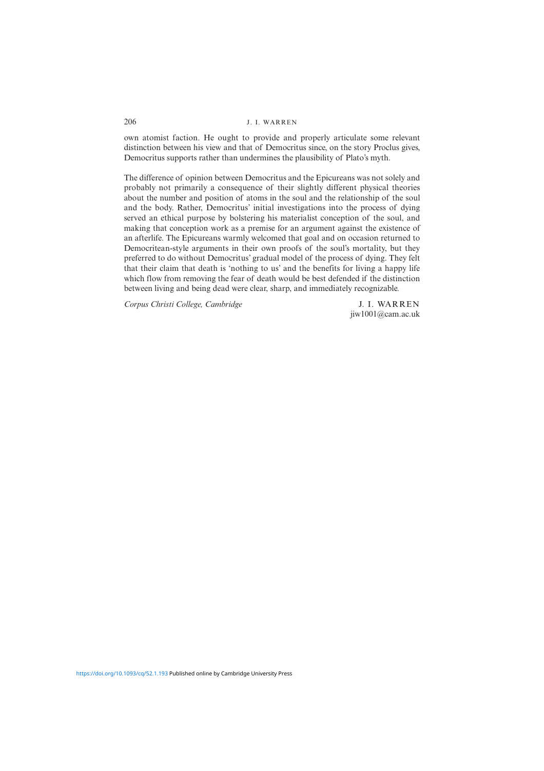own atomist faction. He ought to provide and properly articulate some relevant distinction between his view and that of Democritus since, on the story Proclus gives, Democritus supports rather than undermines the plausibility of Plato's myth.

The difference of opinion between Democritus and the Epicureans was not solely and probably not primarily a consequence of their slightly different physical theories about the number and position of atoms in the soul and the relationship of the soul and the body. Rather, Democritus' initial investigations into the process of dying served an ethical purpose by bolstering his materialist conception of the soul, and making that conception work as a premise for an argument against the existence of an afterlife. The Epicureans warmly welcomed that goal and on occasion returned to Democritean-style arguments in their own proofs of the soul's mortality, but they preferred to do without Democritus' gradual model of the process of dying. They felt that their claim that death is 'nothing to us' and the benefits for living a happy life which flow from removing the fear of death would be best defended if the distinction between living and being dead were clear, sharp, and immediately recognizable.

*Corpus Christi College, Cambridge*

J. I. WARREN
jiw1001@cam.ac.uk

https://doi.org/10.1093/cq/52.1.193 Published online by Cambridge University Press